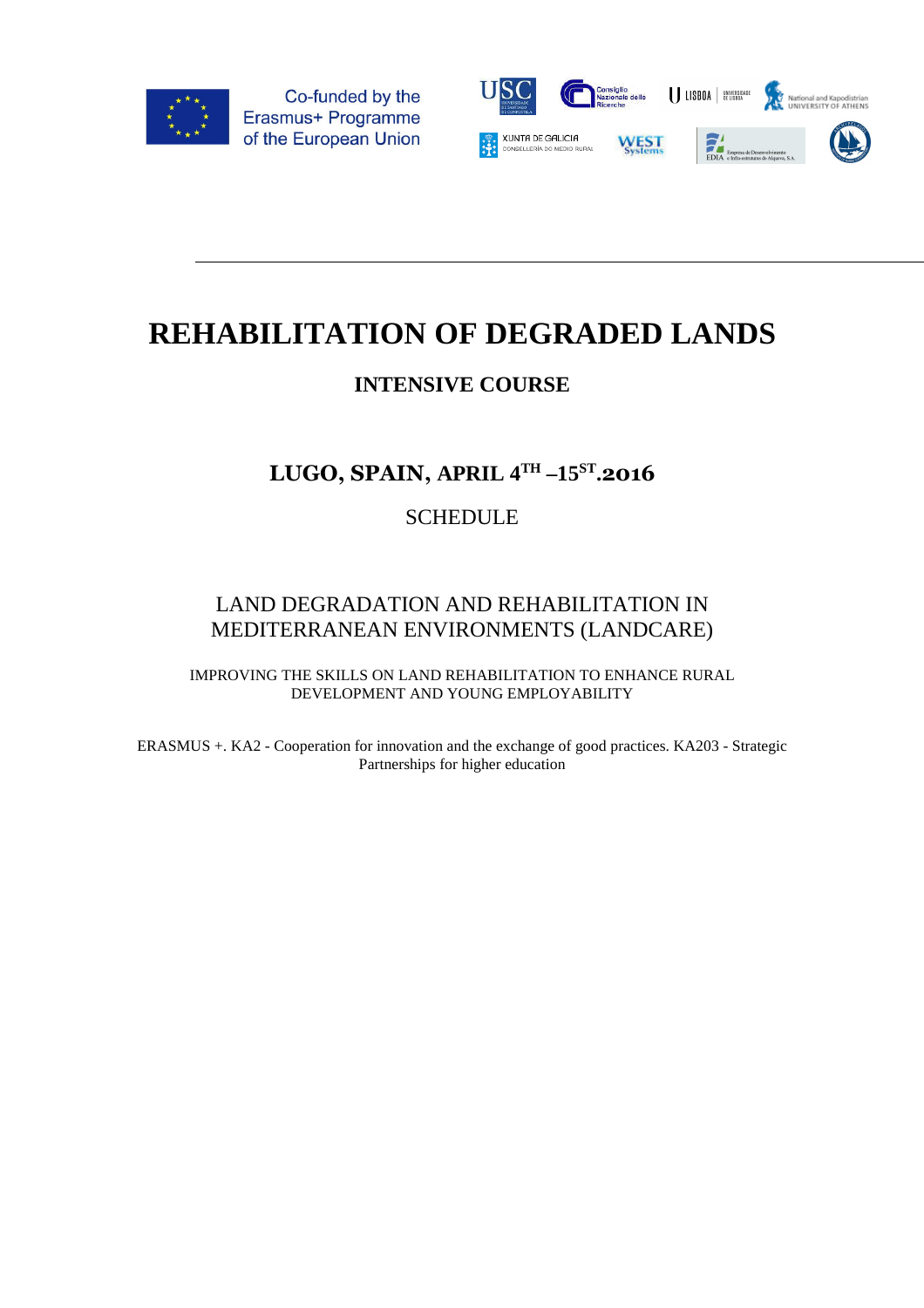Co-funded by the Erasmus+ Programme of the European Union

# REHABILITATION OF DEGRADED LANDS

## INTENSIVE COURSE

## LUGO, SPAIN, APRIL 4$^{TH}$ –15$^{ST}$.2016

SCHEDULE

LAND DEGRADATION AND REHABILITATION IN MEDITERRANEAN ENVIRONMENTS (LANDCARE)

IMPROVING THE SKILLS ON LAND REHABILITATION TO ENHANCE RURAL DEVELOPMENT AND YOUNG EMPLOYABILITY

ERASMUS +. KA2 - Cooperation for innovation and the exchange of good practices. KA203 - Strategic Partnerships for higher education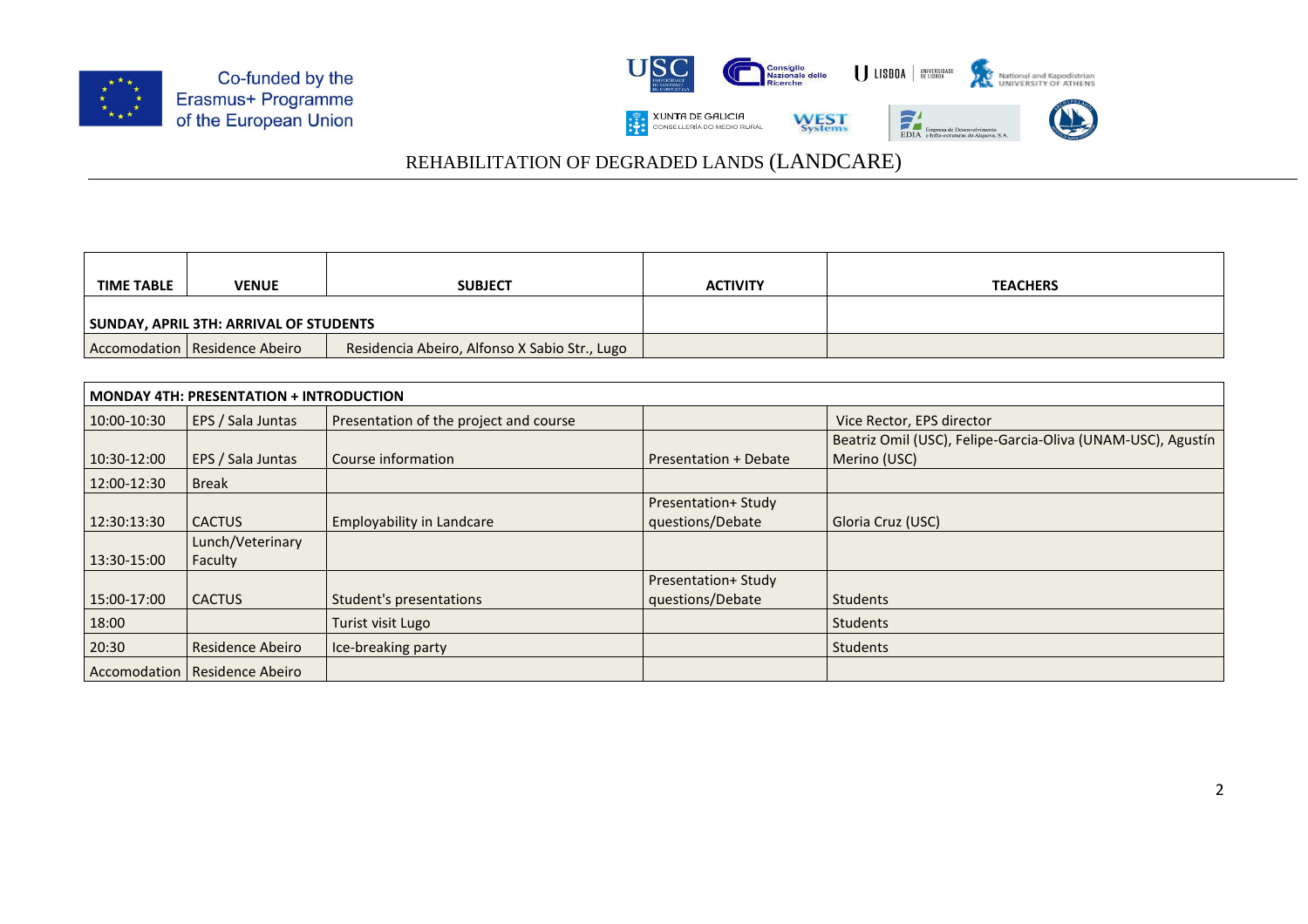Co-funded by the Erasmus+ Programme of the European Union

REHABILITATION OF DEGRADED LANDS (LANDCARE)

| TIME TABLE | VENUE | SUBJECT | ACTIVITY | TEACHERS |
|---|---|---|---|---|
| **SUNDAY, APRIL 3TH: ARRIVAL OF STUDENTS** | | | | |
| Accomodation | Residence Abeiro | Residencia Abeiro, Alfonso X Sabio Str., Lugo | | |

| **MONDAY 4TH: PRESENTATION + INTRODUCTION** | | | | |
|---|---|---|---|---|
| 10:00-10:30 | EPS / Sala Juntas | Presentation of the project and course | | Vice Rector, EPS director |
| 10:30-12:00 | EPS / Sala Juntas | Course information | Presentation + Debate | Beatriz Omil (USC), Felipe-Garcia-Oliva (UNAM-USC), Agustín Merino (USC) |
| 12:00-12:30 | Break | | | |
| 12:30:13:30 | CACTUS | Employability in Landcare | Presentation+ Study questions/Debate | Gloria Cruz (USC) |
| 13:30-15:00 | Lunch/Veterinary Faculty | | | |
| 15:00-17:00 | CACTUS | Student's presentations | Presentation+ Study questions/Debate | Students |
| 18:00 | | Turist visit Lugo | | Students |
| 20:30 | Residence Abeiro | Ice-breaking party | | Students |
| Accomodation | Residence Abeiro | | | |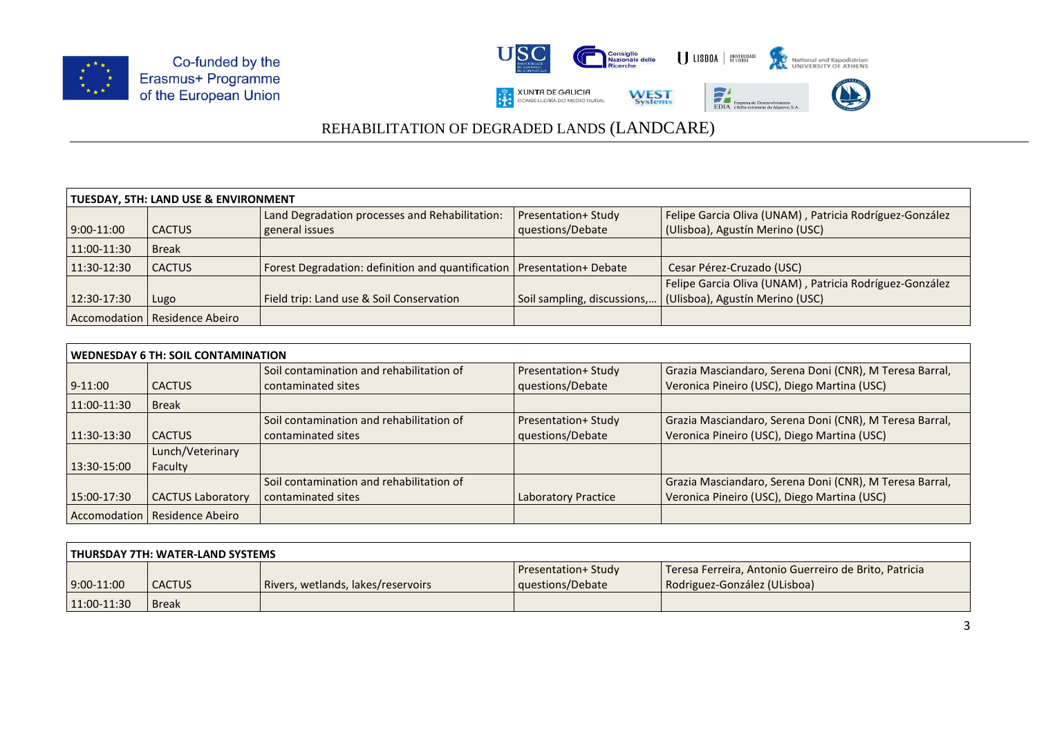# REHABILITATION OF DEGRADED LANDS (LANDCARE)

| TUESDAY, 5TH: LAND USE & ENVIRONMENT | | | | |
|---|---|---|---|---|
| 9:00-11:00 | CACTUS | Land Degradation processes and Rehabilitation: general issues | Presentation+ Study questions/Debate | Felipe Garcia Oliva (UNAM) , Patricia Rodríguez-González (Ulisboa), Agustín Merino (USC) |
| 11:00-11:30 | Break | | | |
| 11:30-12:30 | CACTUS | Forest Degradation: definition and quantification | Presentation+ Debate | Cesar Pérez-Cruzado (USC) |
| 12:30-17:30 | Lugo | Field trip: Land use & Soil Conservation | Soil sampling, discussions,… | Felipe Garcia Oliva (UNAM) , Patricia Rodríguez-González (Ulisboa), Agustín Merino (USC) |
| Accomodation | Residence Abeiro | | | |

| WEDNESDAY 6 TH: SOIL CONTAMINATION | | | | |
|---|---|---|---|---|
| 9-11:00 | CACTUS | Soil contamination and rehabilitation of contaminated sites | Presentation+ Study questions/Debate | Grazia Masciandaro, Serena Doni (CNR), M Teresa Barral, Veronica Pineiro (USC), Diego Martina (USC) |
| 11:00-11:30 | Break | | | |
| 11:30-13:30 | CACTUS | Soil contamination and rehabilitation of contaminated sites | Presentation+ Study questions/Debate | Grazia Masciandaro, Serena Doni (CNR), M Teresa Barral, Veronica Pineiro (USC), Diego Martina (USC) |
| 13:30-15:00 | Lunch/Veterinary Faculty | | | |
| 15:00-17:30 | CACTUS Laboratory | Soil contamination and rehabilitation of contaminated sites | Laboratory Practice | Grazia Masciandaro, Serena Doni (CNR), M Teresa Barral, Veronica Pineiro (USC), Diego Martina (USC) |
| Accomodation | Residence Abeiro | | | |

| THURSDAY 7TH: WATER-LAND SYSTEMS | | | | |
|---|---|---|---|---|
| 9:00-11:00 | CACTUS | Rivers, wetlands, lakes/reservoirs | Presentation+ Study questions/Debate | Teresa Ferreira, Antonio Guerreiro de Brito, Patricia Rodriguez-González (ULisboa) |
| 11:00-11:30 | Break | | | |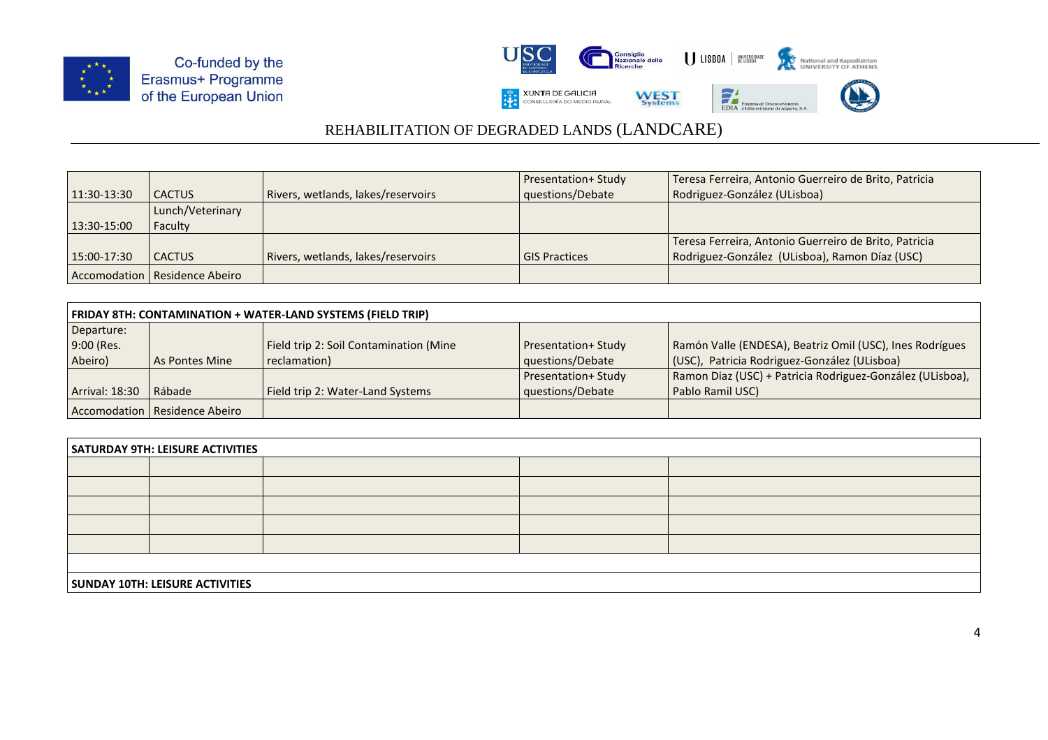# REHABILITATION OF DEGRADED LANDS (LANDCARE)

| | | | | |
|---|---|---|---|---|
| 11:30-13:30 | CACTUS | Rivers, wetlands, lakes/reservoirs | Presentation+ Study questions/Debate | Teresa Ferreira, Antonio Guerreiro de Brito, Patricia Rodriguez-González (ULisboa) |
| 13:30-15:00 | Lunch/Veterinary Faculty | | | |
| 15:00-17:30 | CACTUS | Rivers, wetlands, lakes/reservoirs | GIS Practices | Teresa Ferreira, Antonio Guerreiro de Brito, Patricia Rodriguez-González (ULisboa), Ramon Díaz (USC) |
| Accomodation | Residence Abeiro | | | |

| **FRIDAY 8TH: CONTAMINATION + WATER-LAND SYSTEMS (FIELD TRIP)** | | | | |
|---|---|---|---|---|
| Departure: 9:00 (Res. Abeiro) | As Pontes Mine | Field trip 2: Soil Contamination (Mine reclamation) | Presentation+ Study questions/Debate | Ramón Valle (ENDESA), Beatriz Omil (USC), Ines Rodrígues (USC), Patricia Rodriguez-González (ULisboa) |
| Arrival: 18:30 | Rábade | Field trip 2: Water-Land Systems | Presentation+ Study questions/Debate | Ramon Diaz (USC) + Patricia Rodriguez-González (ULisboa), Pablo Ramil USC) |
| Accomodation | Residence Abeiro | | | |

| **SATURDAY 9TH: LEISURE ACTIVITIES** | | | | |
|---|---|---|---|---|
| | | | | |
| | | | | |
| | | | | |
| | | | | |
| | | | | |
| | | | | |
| **SUNDAY 10TH: LEISURE ACTIVITIES** | | | | |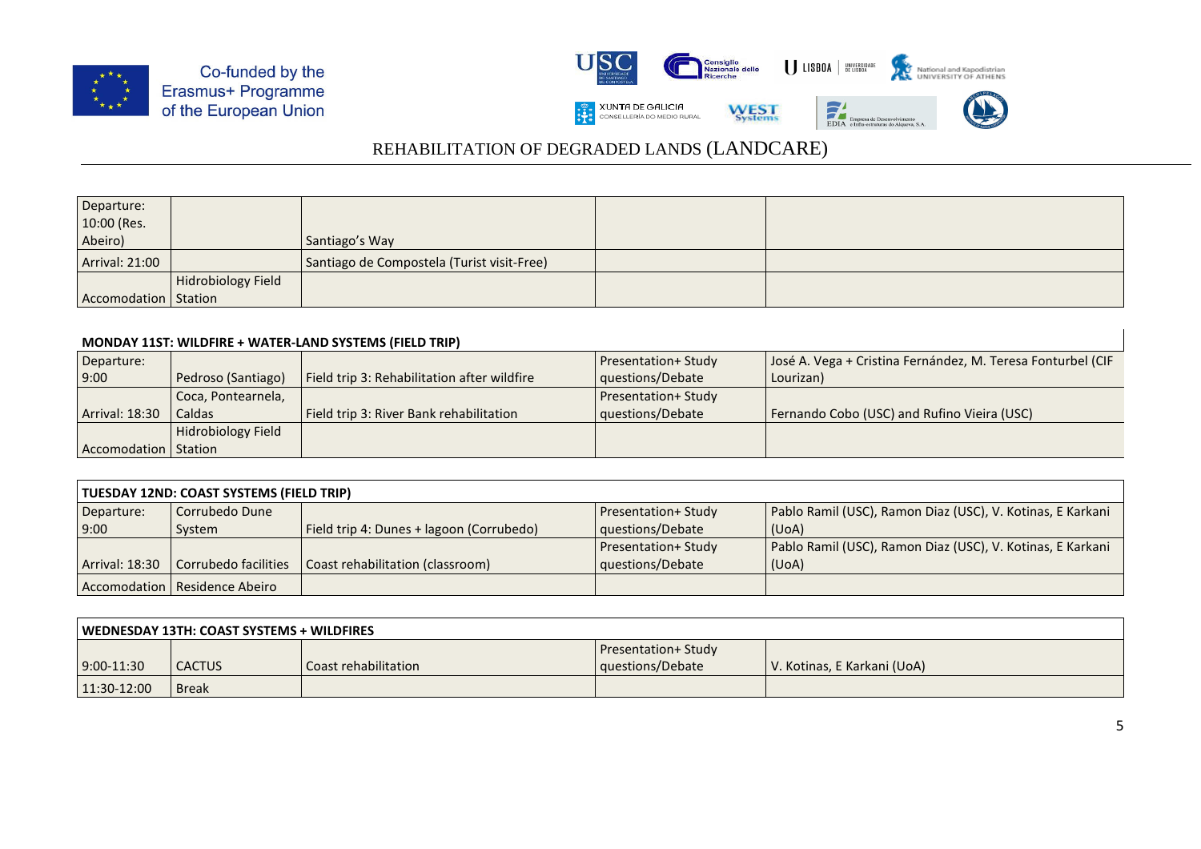| Departure: 10:00 (Res. Abeiro) | | Santiago's Way | | |
|---|---|---|---|---|
| Arrival: 21:00 | | Santiago de Compostela (Turist visit-Free) | | |
| Accomodation | Hidrobiology Field Station | | | |

**MONDAY 11ST: WILDFIRE + WATER-LAND SYSTEMS (FIELD TRIP)**

| Departure: 9:00 | Pedroso (Santiago) | Field trip 3: Rehabilitation after wildfire | Presentation+ Study questions/Debate | José A. Vega + Cristina Fernández, M. Teresa Fonturbel (CIF Lourizan) |
|---|---|---|---|---|
| Arrival: 18:30 | Coca, Pontearnela, Caldas | Field trip 3: River Bank rehabilitation | Presentation+ Study questions/Debate | Fernando Cobo (USC) and Rufino Vieira (USC) |
| Accomodation | Hidrobiology Field Station | | | |

| TUESDAY 12ND: COAST SYSTEMS (FIELD TRIP) | | | | |
|---|---|---|---|---|
| Departure: 9:00 | Corrubedo Dune System | Field trip 4: Dunes + lagoon (Corrubedo) | Presentation+ Study questions/Debate | Pablo Ramil (USC), Ramon Diaz (USC), V. Kotinas, E Karkani (UoA) |
| Arrival: 18:30 | Corrubedo facilities | Coast rehabilitation (classroom) | Presentation+ Study questions/Debate | Pablo Ramil (USC), Ramon Diaz (USC), V. Kotinas, E Karkani (UoA) |
| Accomodation | Residence Abeiro | | | |

| WEDNESDAY 13TH: COAST SYSTEMS + WILDFIRES | | | | |
|---|---|---|---|---|
| 9:00-11:30 | CACTUS | Coast rehabilitation | Presentation+ Study questions/Debate | V. Kotinas, E Karkani (UoA) |
| 11:30-12:00 | Break | | | |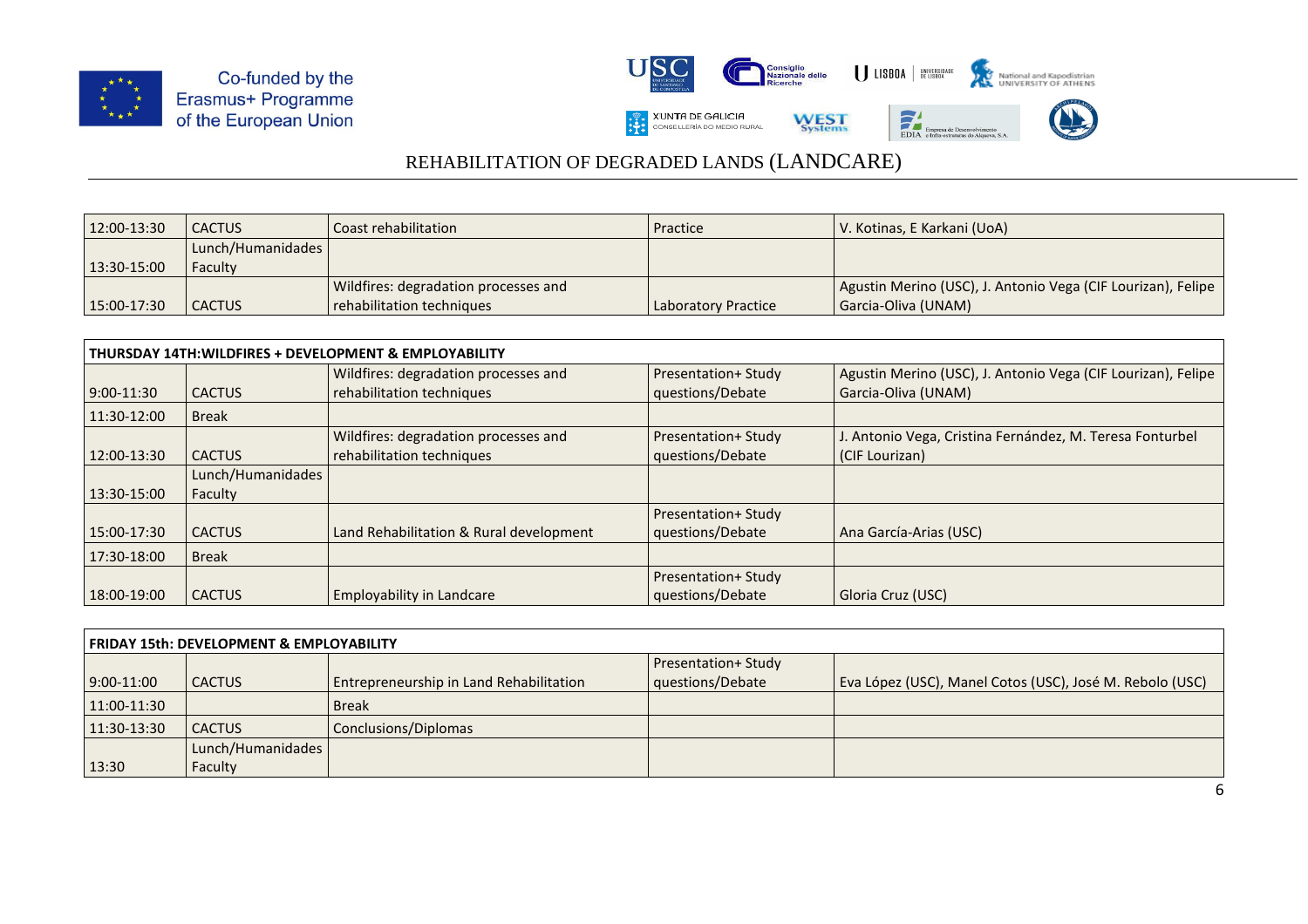| | | | | |
|---|---|---|---|---|
| 12:00-13:30 | CACTUS | Coast rehabilitation | Practice | V. Kotinas, E Karkani (UoA) |
| 13:30-15:00 | Lunch/Humanidades Faculty | | | |
| 15:00-17:30 | CACTUS | Wildfires: degradation processes and rehabilitation techniques | Laboratory Practice | Agustin Merino (USC), J. Antonio Vega (CIF Lourizan), Felipe Garcia-Oliva (UNAM) |

| **THURSDAY 14TH:WILDFIRES + DEVELOPMENT & EMPLOYABILITY** | | | | |
|---|---|---|---|---|
| 9:00-11:30 | CACTUS | Wildfires: degradation processes and rehabilitation techniques | Presentation+ Study questions/Debate | Agustin Merino (USC), J. Antonio Vega (CIF Lourizan), Felipe Garcia-Oliva (UNAM) |
| 11:30-12:00 | Break | | | |
| 12:00-13:30 | CACTUS | Wildfires: degradation processes and rehabilitation techniques | Presentation+ Study questions/Debate | J. Antonio Vega, Cristina Fernández, M. Teresa Fonturbel (CIF Lourizan) |
| 13:30-15:00 | Lunch/Humanidades Faculty | | | |
| 15:00-17:30 | CACTUS | Land Rehabilitation & Rural development | Presentation+ Study questions/Debate | Ana García-Arias (USC) |
| 17:30-18:00 | Break | | | |
| 18:00-19:00 | CACTUS | Employability in Landcare | Presentation+ Study questions/Debate | Gloria Cruz (USC) |

| **FRIDAY 15th: DEVELOPMENT & EMPLOYABILITY** | | | | |
|---|---|---|---|---|
| 9:00-11:00 | CACTUS | Entrepreneurship in Land Rehabilitation | Presentation+ Study questions/Debate | Eva López (USC), Manel Cotos (USC), José M. Rebolo (USC) |
| 11:00-11:30 | | Break | | |
| 11:30-13:30 | CACTUS | Conclusions/Diplomas | | |
| 13:30 | Lunch/Humanidades Faculty | | | |